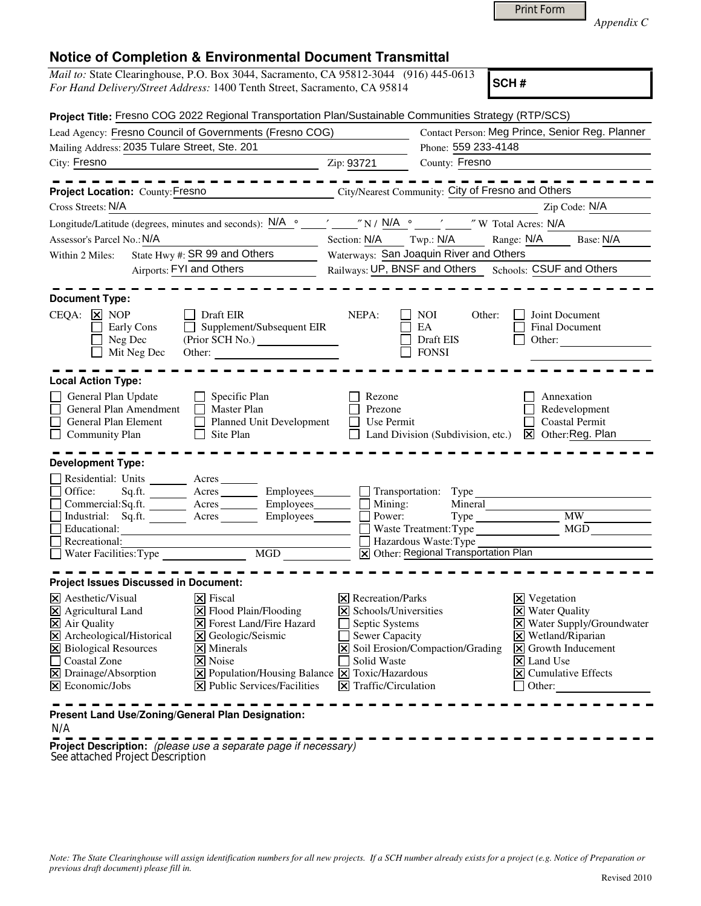*Appendix C*

# Notice of Completion & Environmental Document Transmittal

*Mail to:* State Clearinghouse, P.O. Box 3044, Sacramento, CA 95812-3044 (916) 445-0613
*For Hand Delivery/Street Address:* 1400 Tenth Street, Sacramento, CA 95814

**SCH #**

**Project Title:** Fresno COG 2022 Regional Transportation Plan/Sustainable Communities Strategy (RTP/SCS)

Lead Agency: Fresno Council of Governments (Fresno COG)
Contact Person: Meg Prince, Senior Reg. Planner
Mailing Address: 2035 Tulare Street, Ste. 201
Phone: 559 233-4148
City: Fresno
Zip: 93721
County: Fresno

---

**Project Location:** County: Fresno
City/Nearest Community: City of Fresno and Others
Cross Streets: N/A
Zip Code: N/A
Longitude/Latitude (degrees, minutes and seconds): N/A ° ′ ″ N / N/A ° ′ ″ W Total Acres: N/A
Assessor's Parcel No.: N/A
Section: N/A Twp.: N/A Range: N/A Base: N/A
Within 2 Miles: State Hwy #: SR 99 and Others
Waterways: San Joaquin River and Others
Airports: FYI and Others
Railways: UP, BNSF and Others
Schools: CSUF and Others

---

**Document Type:**

CEQA:
- [x] NOP
- [ ] Early Cons
- [ ] Neg Dec
- [ ] Mit Neg Dec
- [ ] Draft EIR
- [ ] Supplement/Subsequent EIR (Prior SCH No.)
- Other:

NEPA:
- [ ] NOI
- [ ] EA
- [ ] Draft EIS
- [ ] FONSI

Other:
- [ ] Joint Document
- [ ] Final Document
- [ ] Other:

---

**Local Action Type:**

- [ ] General Plan Update
- [ ] General Plan Amendment
- [ ] General Plan Element
- [ ] Community Plan
- [ ] Specific Plan
- [ ] Master Plan
- [ ] Planned Unit Development
- [ ] Site Plan
- [ ] Rezone
- [ ] Prezone
- [ ] Use Permit
- [ ] Land Division (Subdivision, etc.)
- [ ] Annexation
- [ ] Redevelopment
- [ ] Coastal Permit
- [x] Other: Reg. Plan

---

**Development Type:**

- [ ] Residential: Units Acres
- [ ] Office: Sq.ft. Acres Employees
- [ ] Commercial: Sq.ft. Acres Employees
- [ ] Industrial: Sq.ft. Acres Employees
- [ ] Educational:
- [ ] Recreational:
- [ ] Water Facilities: Type MGD
- [ ] Transportation: Type
- [ ] Mining: Mineral
- [ ] Power: Type MW
- [ ] Waste Treatment: Type MGD
- [ ] Hazardous Waste: Type
- [x] Other: Regional Transportation Plan

---

**Project Issues Discussed in Document:**

- [x] Aesthetic/Visual
- [x] Agricultural Land
- [x] Air Quality
- [x] Archeological/Historical
- [x] Biological Resources
- [ ] Coastal Zone
- [x] Drainage/Absorption
- [x] Economic/Jobs
- [x] Fiscal
- [x] Flood Plain/Flooding
- [x] Forest Land/Fire Hazard
- [x] Geologic/Seismic
- [x] Minerals
- [x] Noise
- [x] Population/Housing Balance
- [x] Public Services/Facilities
- [x] Recreation/Parks
- [x] Schools/Universities
- [ ] Septic Systems
- [ ] Sewer Capacity
- [x] Soil Erosion/Compaction/Grading
- [ ] Solid Waste
- [x] Toxic/Hazardous
- [x] Traffic/Circulation
- [x] Vegetation
- [x] Water Quality
- [x] Water Supply/Groundwater
- [x] Wetland/Riparian
- [x] Growth Inducement
- [x] Land Use
- [x] Cumulative Effects
- [ ] Other:

---

**Present Land Use/Zoning/General Plan Designation:**
N/A

**Project Description:** *(please use a separate page if necessary)*
See attached Project Description

*Note: The State Clearinghouse will assign identification numbers for all new projects. If a SCH number already exists for a project (e.g. Notice of Preparation or previous draft document) please fill in.*

Revised 2010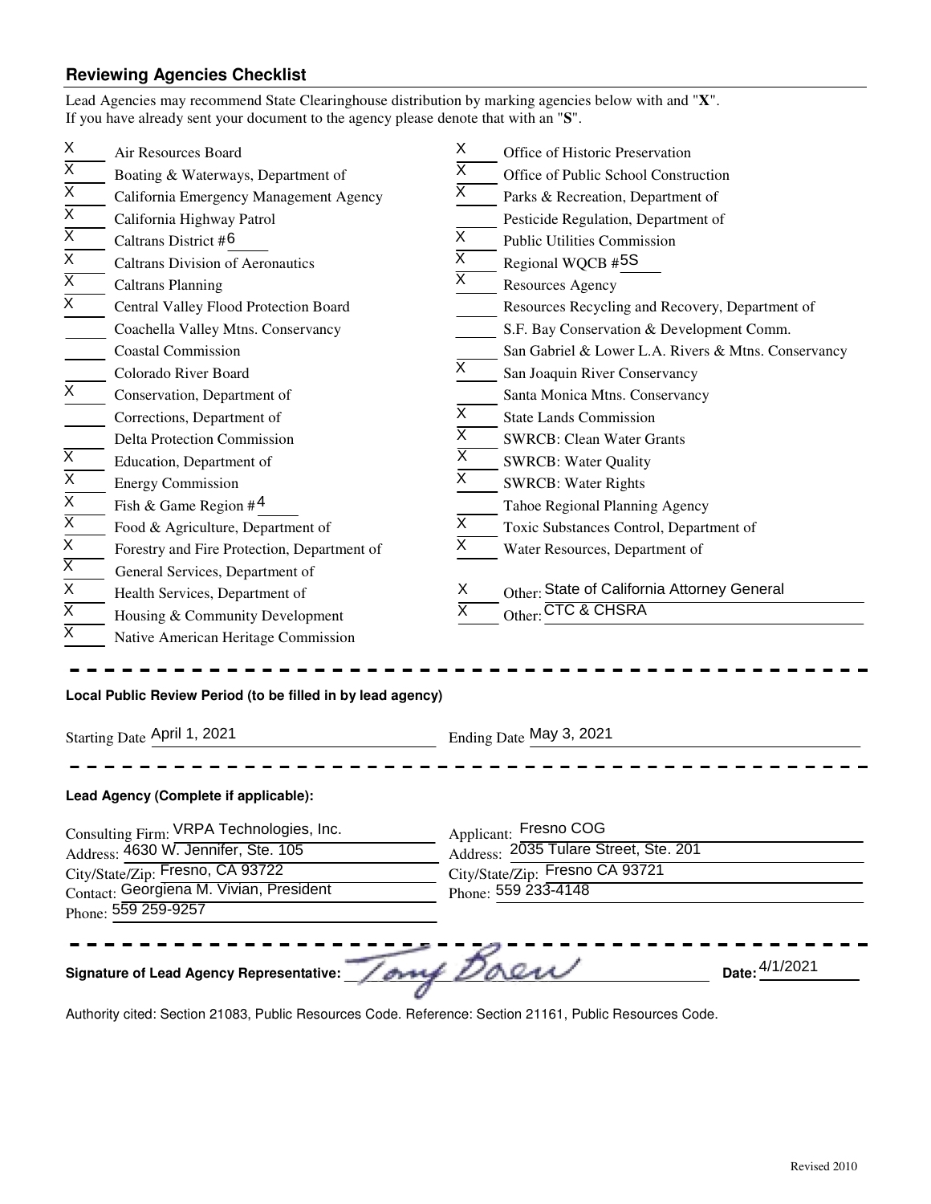## Reviewing Agencies Checklist

Lead Agencies may recommend State Clearinghouse distribution by marking agencies below with and "**X**".
If you have already sent your document to the agency please denote that with an "**S**".

| | | | |
|---|---|---|---|
| X | Air Resources Board | X | Office of Historic Preservation |
| X | Boating & Waterways, Department of | X | Office of Public School Construction |
| X | California Emergency Management Agency | X | Parks & Recreation, Department of |
| X | California Highway Patrol | | Pesticide Regulation, Department of |
| X | Caltrans District # 6 | X | Public Utilities Commission |
| X | Caltrans Division of Aeronautics | X | Regional WQCB # 5S |
| X | Caltrans Planning | X | Resources Agency |
| X | Central Valley Flood Protection Board | | Resources Recycling and Recovery, Department of |
| | Coachella Valley Mtns. Conservancy | | S.F. Bay Conservation & Development Comm. |
| | Coastal Commission | | San Gabriel & Lower L.A. Rivers & Mtns. Conservancy |
| | Colorado River Board | X | San Joaquin River Conservancy |
| X | Conservation, Department of | | Santa Monica Mtns. Conservancy |
| | Corrections, Department of | X | State Lands Commission |
| | Delta Protection Commission | X | SWRCB: Clean Water Grants |
| X | Education, Department of | X | SWRCB: Water Quality |
| X | Energy Commission | X | SWRCB: Water Rights |
| X | Fish & Game Region # 4 | | Tahoe Regional Planning Agency |
| X | Food & Agriculture, Department of | X | Toxic Substances Control, Department of |
| X | Forestry and Fire Protection, Department of | X | Water Resources, Department of |
| X | General Services, Department of | | |
| X | Health Services, Department of | X | Other: State of California Attorney General |
| X | Housing & Community Development | X | Other: CTC & CHSRA |
| X | Native American Heritage Commission | | |

**Local Public Review Period (to be filled in by lead agency)**

Starting Date April 1, 2021

Ending Date May 3, 2021

**Lead Agency (Complete if applicable):**

Consulting Firm: VRPA Technologies, Inc.
Address: 4630 W. Jennifer, Ste. 105
City/State/Zip: Fresno, CA 93722
Contact: Georgiena M. Vivian, President
Phone: 559 259-9257

Applicant: Fresno COG
Address: 2035 Tulare Street, Ste. 201
City/State/Zip: Fresno CA 93721
Phone: 559 233-4148

**Signature of Lead Agency Representative:** Tony Boren **Date:** 4/1/2021

Authority cited: Section 21083, Public Resources Code. Reference: Section 21161, Public Resources Code.

Revised 2010